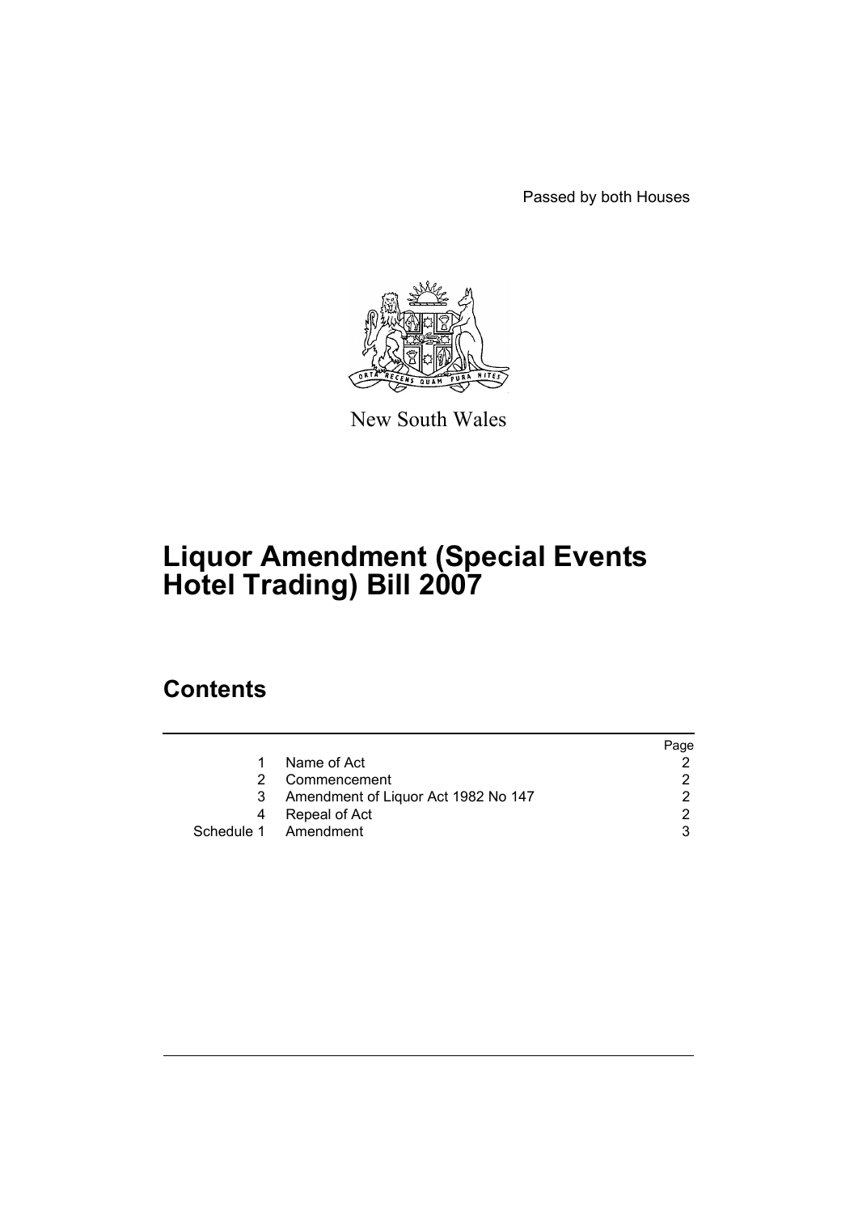Passed by both Houses

New South Wales

# Liquor Amendment (Special Events Hotel Trading) Bill 2007

## Contents

| | | Page |
|---|---|---|
| 1 | Name of Act | 2 |
| 2 | Commencement | 2 |
| 3 | Amendment of Liquor Act 1982 No 147 | 2 |
| 4 | Repeal of Act | 2 |
| Schedule 1 | Amendment | 3 |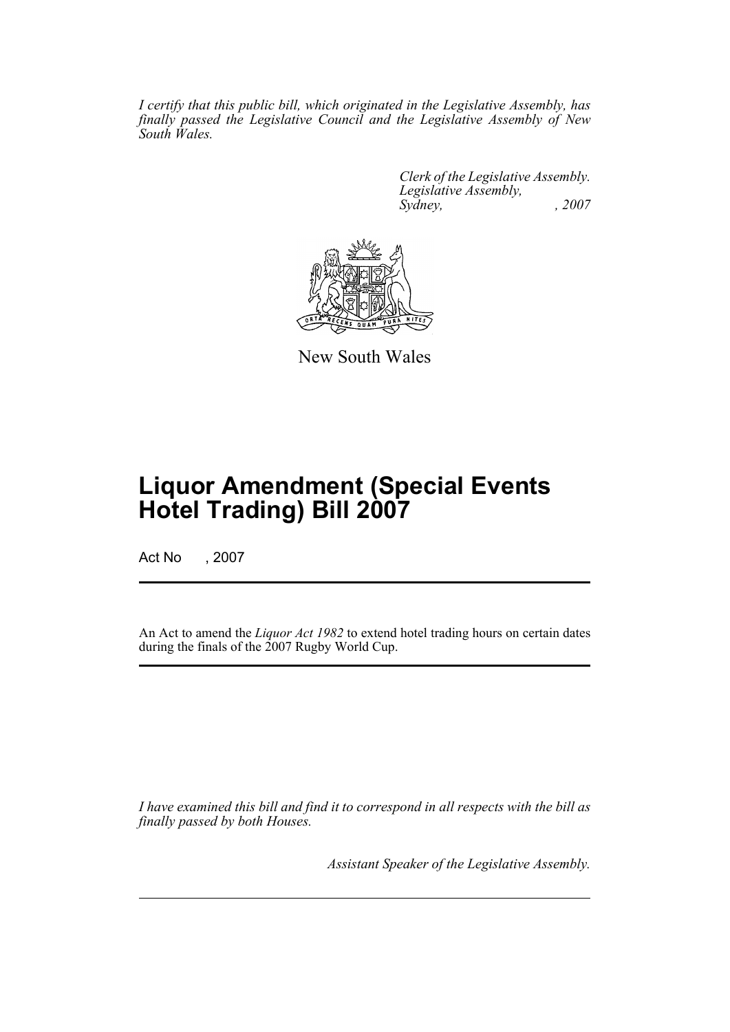*I certify that this public bill, which originated in the Legislative Assembly, has finally passed the Legislative Council and the Legislative Assembly of New South Wales.*

*Clerk of the Legislative Assembly.*
*Legislative Assembly,*
*Sydney, , 2007*

New South Wales

# Liquor Amendment (Special Events Hotel Trading) Bill 2007

Act No , 2007

An Act to amend the *Liquor Act 1982* to extend hotel trading hours on certain dates during the finals of the 2007 Rugby World Cup.

*I have examined this bill and find it to correspond in all respects with the bill as finally passed by both Houses.*

*Assistant Speaker of the Legislative Assembly.*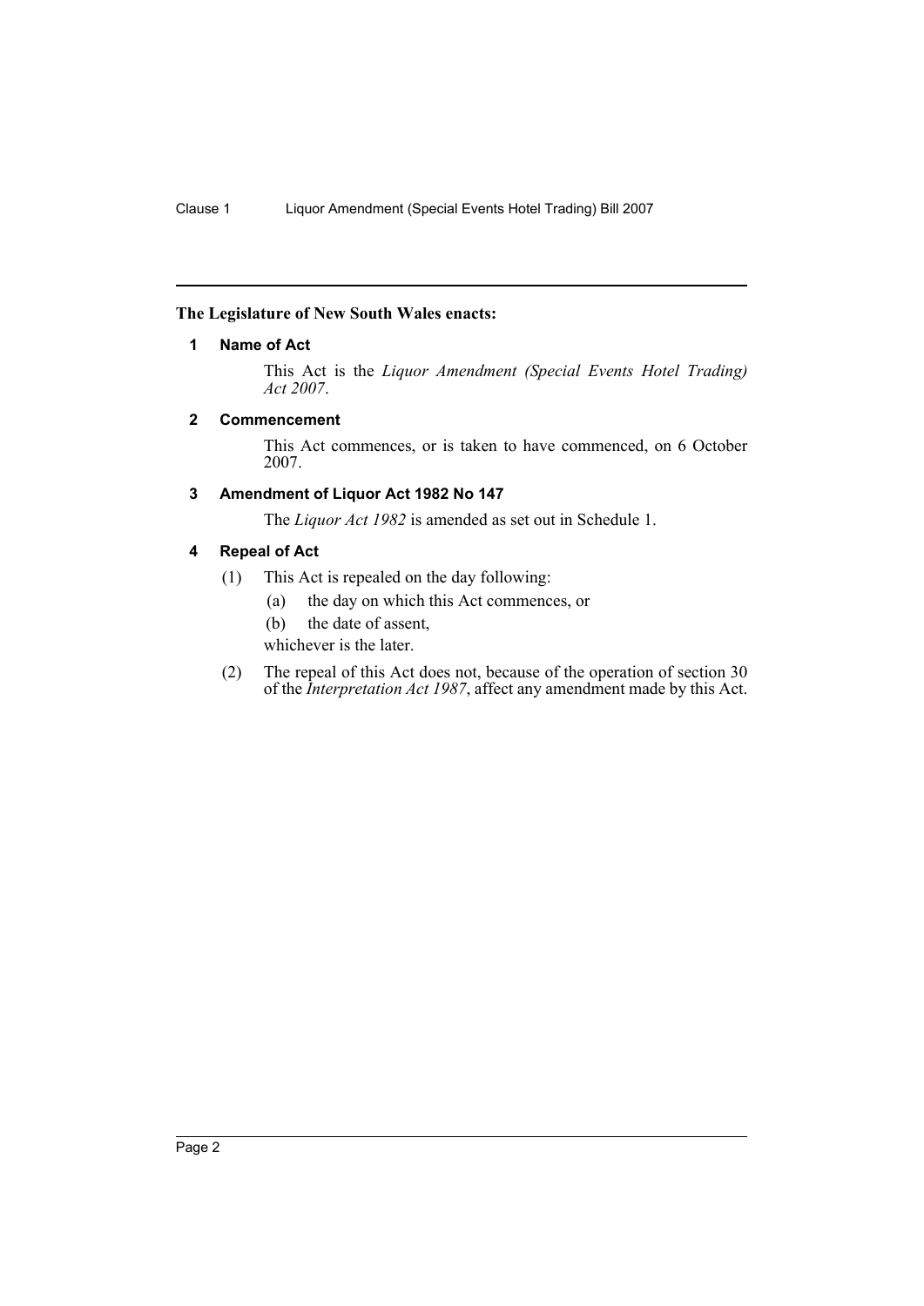**The Legislature of New South Wales enacts:**

## 1 Name of Act

This Act is the *Liquor Amendment (Special Events Hotel Trading) Act 2007*.

## 2 Commencement

This Act commences, or is taken to have commenced, on 6 October 2007.

## 3 Amendment of Liquor Act 1982 No 147

The *Liquor Act 1982* is amended as set out in Schedule 1.

## 4 Repeal of Act

(1) This Act is repealed on the day following:

(a) the day on which this Act commences, or

(b) the date of assent,

whichever is the later.

(2) The repeal of this Act does not, because of the operation of section 30 of the *Interpretation Act 1987*, affect any amendment made by this Act.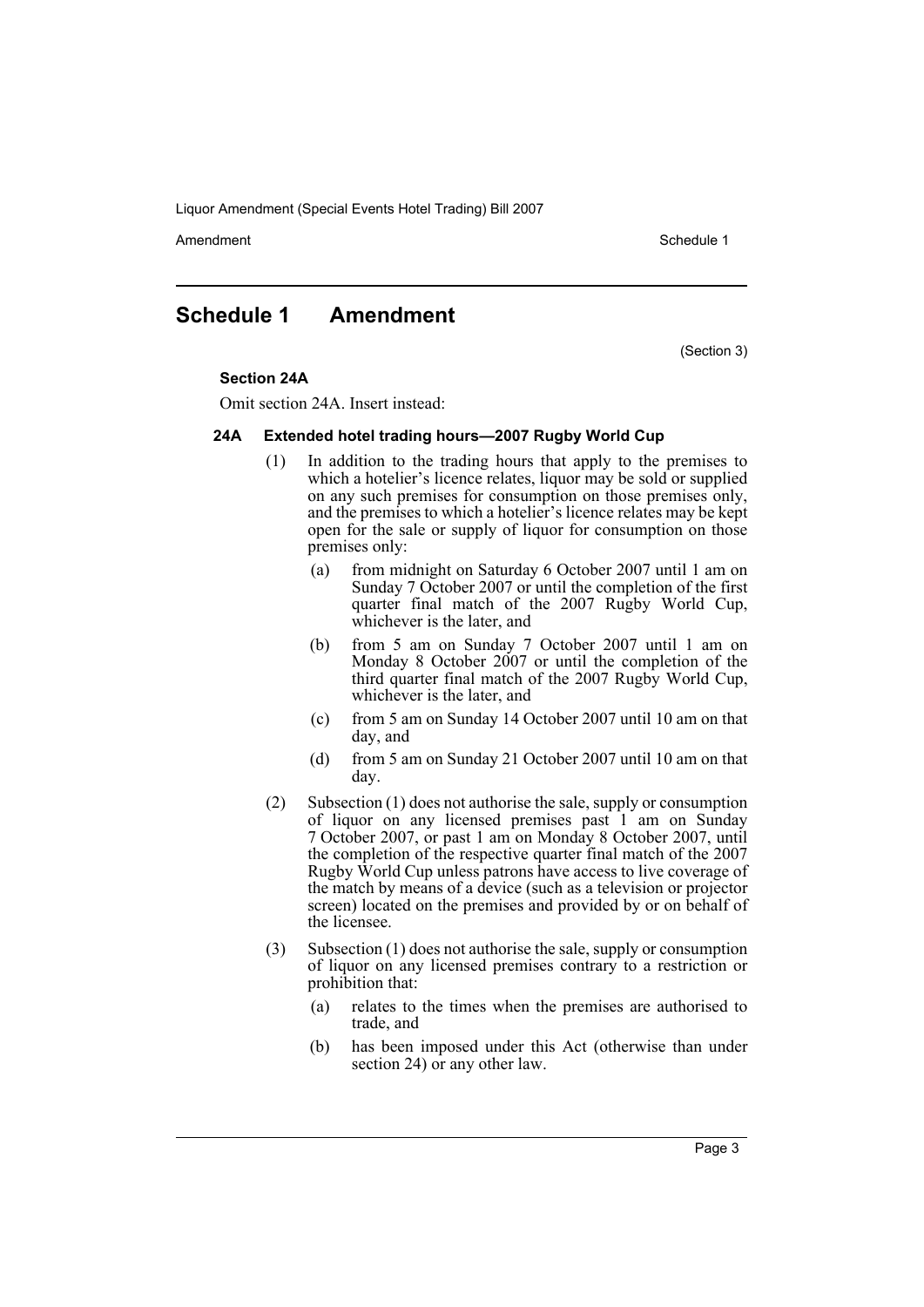## Schedule 1 Amendment

(Section 3)

**Section 24A**

Omit section 24A. Insert instead:

#### 24A Extended hotel trading hours—2007 Rugby World Cup

(1) In addition to the trading hours that apply to the premises to which a hotelier's licence relates, liquor may be sold or supplied on any such premises for consumption on those premises only, and the premises to which a hotelier's licence relates may be kept open for the sale or supply of liquor for consumption on those premises only:

- (a) from midnight on Saturday 6 October 2007 until 1 am on Sunday 7 October 2007 or until the completion of the first quarter final match of the 2007 Rugby World Cup, whichever is the later, and
- (b) from 5 am on Sunday 7 October 2007 until 1 am on Monday 8 October 2007 or until the completion of the third quarter final match of the 2007 Rugby World Cup, whichever is the later, and
- (c) from 5 am on Sunday 14 October 2007 until 10 am on that day, and
- (d) from 5 am on Sunday 21 October 2007 until 10 am on that day.

(2) Subsection (1) does not authorise the sale, supply or consumption of liquor on any licensed premises past 1 am on Sunday 7 October 2007, or past 1 am on Monday 8 October 2007, until the completion of the respective quarter final match of the 2007 Rugby World Cup unless patrons have access to live coverage of the match by means of a device (such as a television or projector screen) located on the premises and provided by or on behalf of the licensee.

(3) Subsection (1) does not authorise the sale, supply or consumption of liquor on any licensed premises contrary to a restriction or prohibition that:

- (a) relates to the times when the premises are authorised to trade, and
- (b) has been imposed under this Act (otherwise than under section 24) or any other law.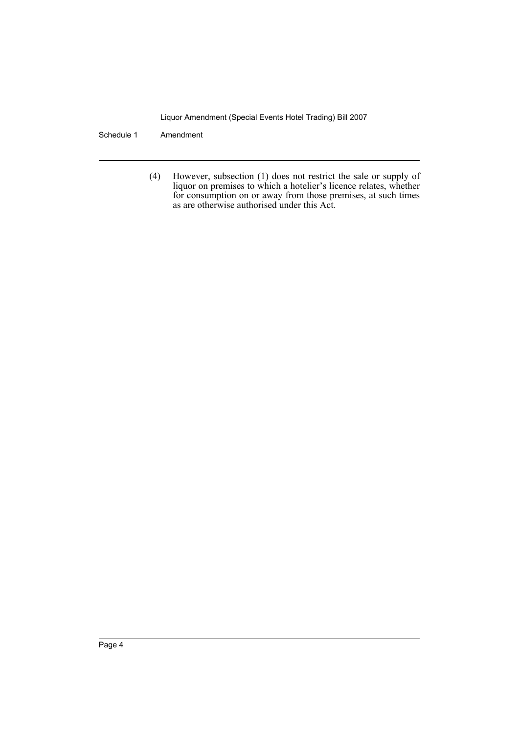(4) However, subsection (1) does not restrict the sale or supply of liquor on premises to which a hotelier's licence relates, whether for consumption on or away from those premises, at such times as are otherwise authorised under this Act.